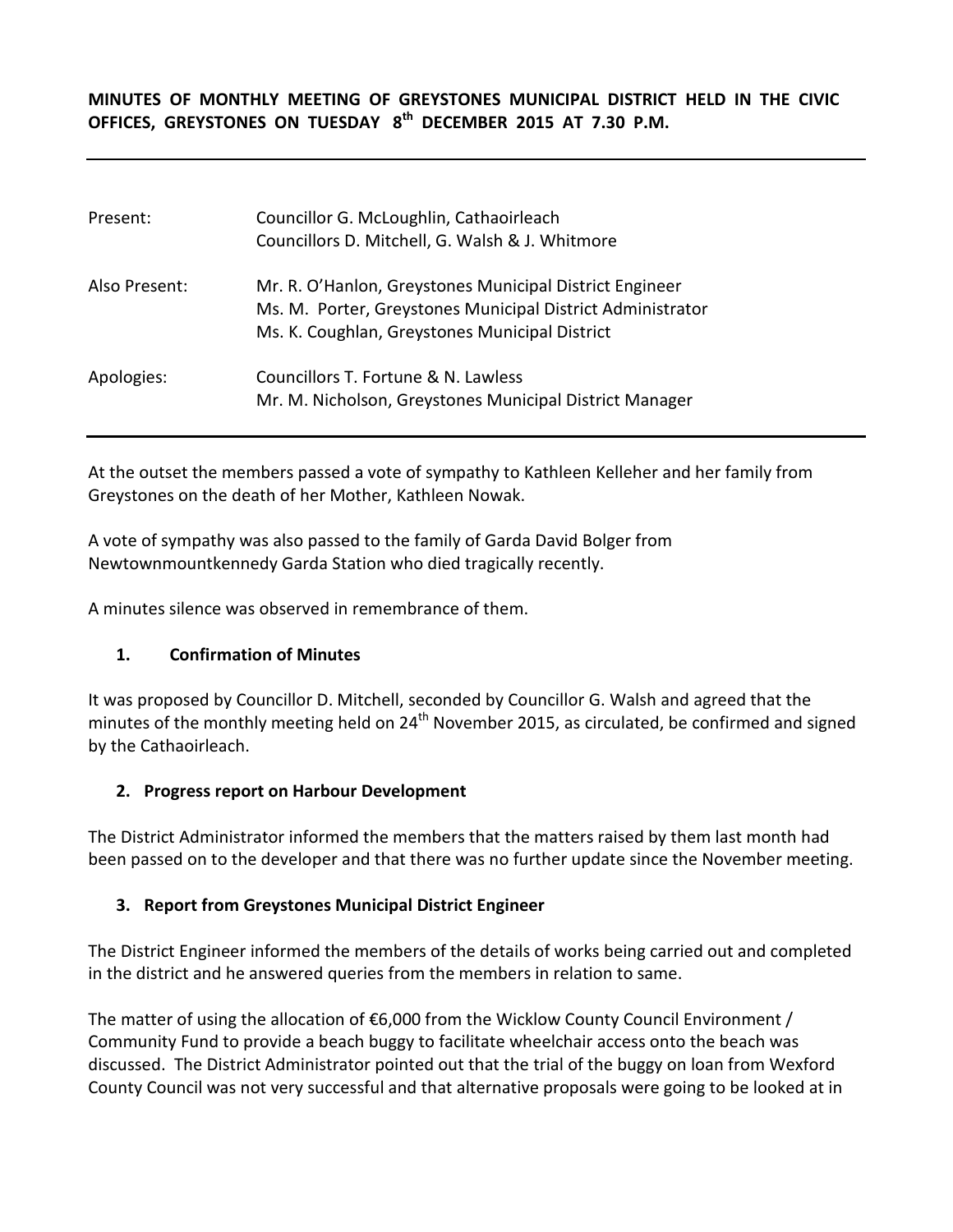**MINUTES OF MONTHLY MEETING OF GREYSTONES MUNICIPAL DISTRICT HELD IN THE CIVIC OFFICES, GREYSTONES ON TUESDAY 8th DECEMBER 2015 AT 7.30 P.M.**

---

| | |
|---|---|
| Present: | Councillor G. McLoughlin, Cathaoirleach<br>Councillors D. Mitchell, G. Walsh & J. Whitmore |
| Also Present: | Mr. R. O'Hanlon, Greystones Municipal District Engineer<br>Ms. M. Porter, Greystones Municipal District Administrator<br>Ms. K. Coughlan, Greystones Municipal District |
| Apologies: | Councillors T. Fortune & N. Lawless<br>Mr. M. Nicholson, Greystones Municipal District Manager |

---

At the outset the members passed a vote of sympathy to Kathleen Kelleher and her family from Greystones on the death of her Mother, Kathleen Nowak.

A vote of sympathy was also passed to the family of Garda David Bolger from Newtownmountkennedy Garda Station who died tragically recently.

A minutes silence was observed in remembrance of them.

## 1. Confirmation of Minutes

It was proposed by Councillor D. Mitchell, seconded by Councillor G. Walsh and agreed that the minutes of the monthly meeting held on 24th November 2015, as circulated, be confirmed and signed by the Cathaoirleach.

## 2. Progress report on Harbour Development

The District Administrator informed the members that the matters raised by them last month had been passed on to the developer and that there was no further update since the November meeting.

## 3. Report from Greystones Municipal District Engineer

The District Engineer informed the members of the details of works being carried out and completed in the district and he answered queries from the members in relation to same.

The matter of using the allocation of €6,000 from the Wicklow County Council Environment / Community Fund to provide a beach buggy to facilitate wheelchair access onto the beach was discussed. The District Administrator pointed out that the trial of the buggy on loan from Wexford County Council was not very successful and that alternative proposals were going to be looked at in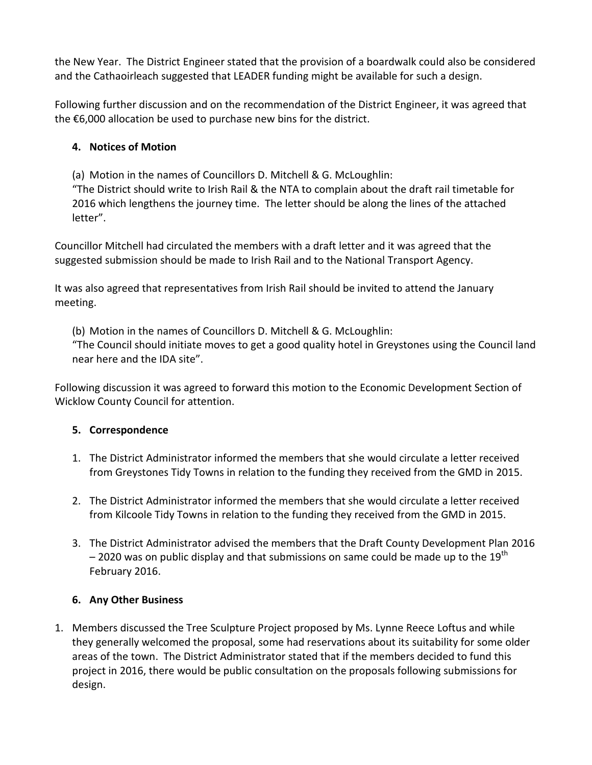the New Year. The District Engineer stated that the provision of a boardwalk could also be considered and the Cathaoirleach suggested that LEADER funding might be available for such a design.

Following further discussion and on the recommendation of the District Engineer, it was agreed that the €6,000 allocation be used to purchase new bins for the district.

## 4. Notices of Motion

(a) Motion in the names of Councillors D. Mitchell & G. McLoughlin:
"The District should write to Irish Rail & the NTA to complain about the draft rail timetable for 2016 which lengthens the journey time. The letter should be along the lines of the attached letter".

Councillor Mitchell had circulated the members with a draft letter and it was agreed that the suggested submission should be made to Irish Rail and to the National Transport Agency.

It was also agreed that representatives from Irish Rail should be invited to attend the January meeting.

(b) Motion in the names of Councillors D. Mitchell & G. McLoughlin:
"The Council should initiate moves to get a good quality hotel in Greystones using the Council land near here and the IDA site".

Following discussion it was agreed to forward this motion to the Economic Development Section of Wicklow County Council for attention.

## 5. Correspondence

1. The District Administrator informed the members that she would circulate a letter received from Greystones Tidy Towns in relation to the funding they received from the GMD in 2015.

2. The District Administrator informed the members that she would circulate a letter received from Kilcoole Tidy Towns in relation to the funding they received from the GMD in 2015.

3. The District Administrator advised the members that the Draft County Development Plan 2016 – 2020 was on public display and that submissions on same could be made up to the 19th February 2016.

## 6. Any Other Business

1. Members discussed the Tree Sculpture Project proposed by Ms. Lynne Reece Loftus and while they generally welcomed the proposal, some had reservations about its suitability for some older areas of the town. The District Administrator stated that if the members decided to fund this project in 2016, there would be public consultation on the proposals following submissions for design.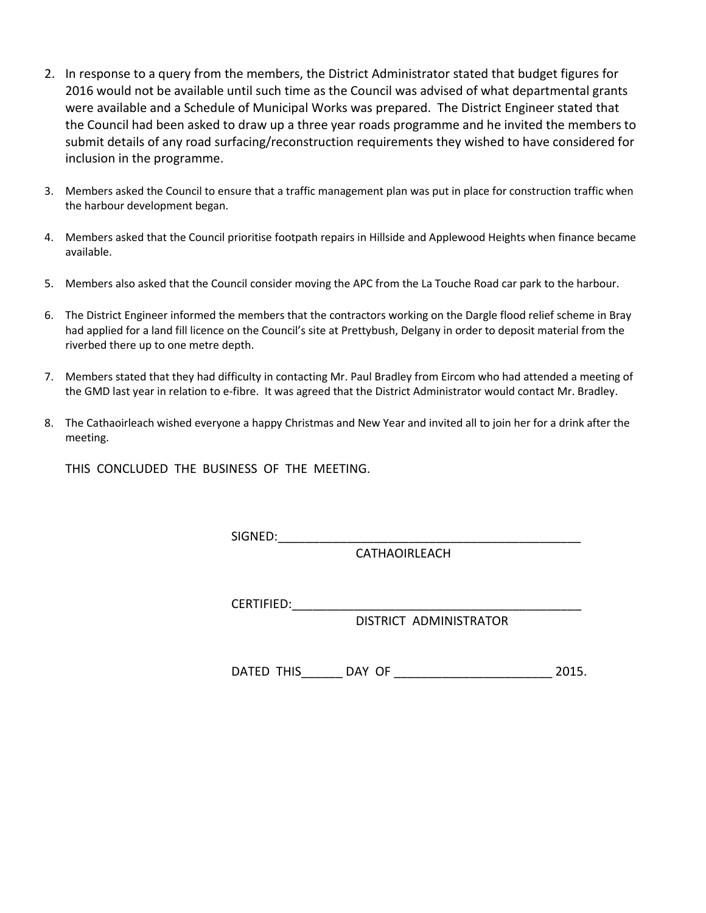2. In response to a query from the members, the District Administrator stated that budget figures for 2016 would not be available until such time as the Council was advised of what departmental grants were available and a Schedule of Municipal Works was prepared. The District Engineer stated that the Council had been asked to draw up a three year roads programme and he invited the members to submit details of any road surfacing/reconstruction requirements they wished to have considered for inclusion in the programme.

3. Members asked the Council to ensure that a traffic management plan was put in place for construction traffic when the harbour development began.

4. Members asked that the Council prioritise footpath repairs in Hillside and Applewood Heights when finance became available.

5. Members also asked that the Council consider moving the APC from the La Touche Road car park to the harbour.

6. The District Engineer informed the members that the contractors working on the Dargle flood relief scheme in Bray had applied for a land fill licence on the Council's site at Prettybush, Delgany in order to deposit material from the riverbed there up to one metre depth.

7. Members stated that they had difficulty in contacting Mr. Paul Bradley from Eircom who had attended a meeting of the GMD last year in relation to e-fibre. It was agreed that the District Administrator would contact Mr. Bradley.

8. The Cathaoirleach wished everyone a happy Christmas and New Year and invited all to join her for a drink after the meeting.

THIS CONCLUDED THE BUSINESS OF THE MEETING.

SIGNED:_______________________________________________
CATHAOIRLEACH

CERTIFIED:____________________________________________
DISTRICT ADMINISTRATOR

DATED THIS______ DAY OF _______________________ 2015.